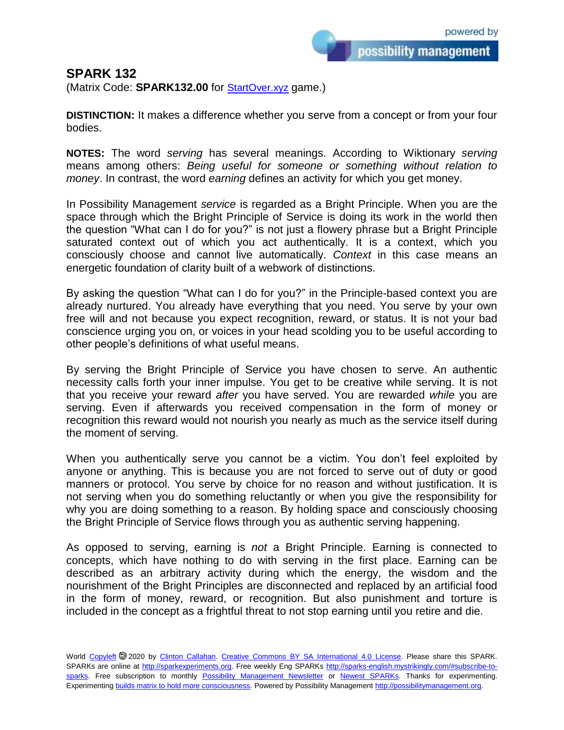# SPARK 132

(Matrix Code: **SPARK132.00** for StartOver.xyz game.)

**DISTINCTION:** It makes a difference whether you serve from a concept or from your four bodies.

**NOTES:** The word *serving* has several meanings. According to Wiktionary *serving* means among others: *Being useful for someone or something without relation to money*. In contrast, the word *earning* defines an activity for which you get money.

In Possibility Management *service* is regarded as a Bright Principle. When you are the space through which the Bright Principle of Service is doing its work in the world then the question "What can I do for you?" is not just a flowery phrase but a Bright Principle saturated context out of which you act authentically. It is a context, which you consciously choose and cannot live automatically. *Context* in this case means an energetic foundation of clarity built of a webwork of distinctions.

By asking the question "What can I do for you?" in the Principle-based context you are already nurtured. You already have everything that you need. You serve by your own free will and not because you expect recognition, reward, or status. It is not your bad conscience urging you on, or voices in your head scolding you to be useful according to other people's definitions of what useful means.

By serving the Bright Principle of Service you have chosen to serve. An authentic necessity calls forth your inner impulse. You get to be creative while serving. It is not that you receive your reward *after* you have served. You are rewarded *while* you are serving. Even if afterwards you received compensation in the form of money or recognition this reward would not nourish you nearly as much as the service itself during the moment of serving.

When you authentically serve you cannot be a victim. You don't feel exploited by anyone or anything. This is because you are not forced to serve out of duty or good manners or protocol. You serve by choice for no reason and without justification. It is not serving when you do something reluctantly or when you give the responsibility for why you are doing something to a reason. By holding space and consciously choosing the Bright Principle of Service flows through you as authentic serving happening.

As opposed to serving, earning is *not* a Bright Principle. Earning is connected to concepts, which have nothing to do with serving in the first place. Earning can be described as an arbitrary activity during which the energy, the wisdom and the nourishment of the Bright Principles are disconnected and replaced by an artificial food in the form of money, reward, or recognition. But also punishment and torture is included in the concept as a frightful threat to not stop earning until you retire and die.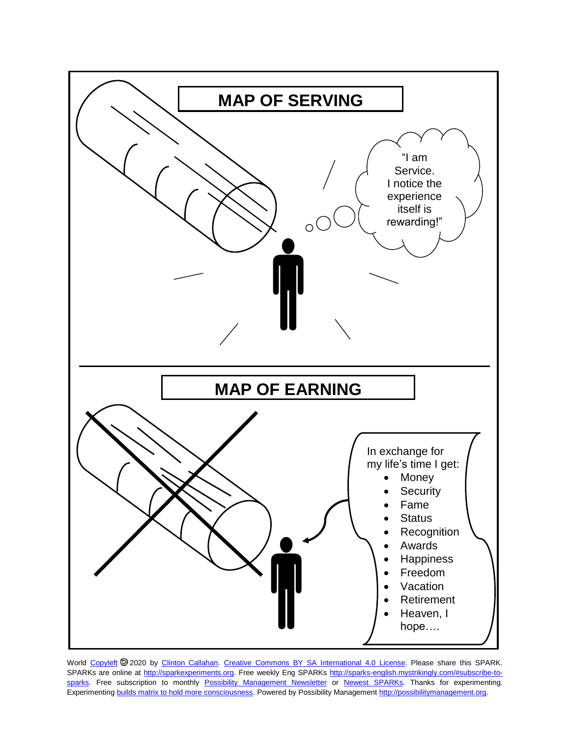## MAP OF SERVING

"I am Service. I notice the experience itself is rewarding!"

## MAP OF EARNING

In exchange for my life's time I get:

- Money
- Security
- Fame
- Status
- Recognition
- Awards
- Happiness
- Freedom
- Vacation
- Retirement
- Heaven, I hope….

World Copyleft 🄯 2020 by Clinton Callahan. Creative Commons BY SA International 4.0 License. Please share this SPARK. SPARKs are online at http://sparkexperiments.org. Free weekly Eng SPARKs http://sparks-english.mystrikingly.com/#subscribe-to-sparks. Free subscription to monthly Possibility Management Newsletter or Newest SPARKs. Thanks for experimenting. Experimenting builds matrix to hold more consciousness. Powered by Possibility Management http://possibilitymanagement.org.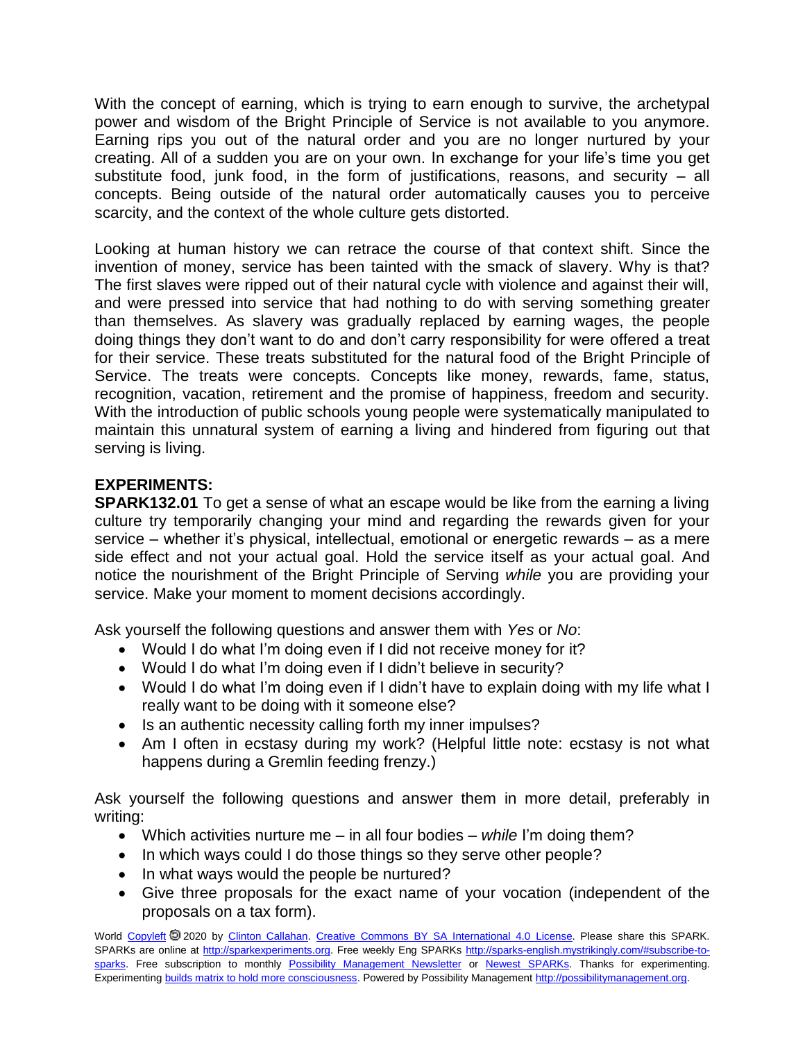With the concept of earning, which is trying to earn enough to survive, the archetypal power and wisdom of the Bright Principle of Service is not available to you anymore. Earning rips you out of the natural order and you are no longer nurtured by your creating. All of a sudden you are on your own. In exchange for your life's time you get substitute food, junk food, in the form of justifications, reasons, and security – all concepts. Being outside of the natural order automatically causes you to perceive scarcity, and the context of the whole culture gets distorted.

Looking at human history we can retrace the course of that context shift. Since the invention of money, service has been tainted with the smack of slavery. Why is that? The first slaves were ripped out of their natural cycle with violence and against their will, and were pressed into service that had nothing to do with serving something greater than themselves. As slavery was gradually replaced by earning wages, the people doing things they don't want to do and don't carry responsibility for were offered a treat for their service. These treats substituted for the natural food of the Bright Principle of Service. The treats were concepts. Concepts like money, rewards, fame, status, recognition, vacation, retirement and the promise of happiness, freedom and security. With the introduction of public schools young people were systematically manipulated to maintain this unnatural system of earning a living and hindered from figuring out that serving is living.

**EXPERIMENTS:**

**SPARK132.01** To get a sense of what an escape would be like from the earning a living culture try temporarily changing your mind and regarding the rewards given for your service – whether it's physical, intellectual, emotional or energetic rewards – as a mere side effect and not your actual goal. Hold the service itself as your actual goal. And notice the nourishment of the Bright Principle of Serving *while* you are providing your service. Make your moment to moment decisions accordingly.

Ask yourself the following questions and answer them with *Yes* or *No*:

- Would I do what I'm doing even if I did not receive money for it?
- Would I do what I'm doing even if I didn't believe in security?
- Would I do what I'm doing even if I didn't have to explain doing with my life what I really want to be doing with it someone else?
- Is an authentic necessity calling forth my inner impulses?
- Am I often in ecstasy during my work? (Helpful little note: ecstasy is not what happens during a Gremlin feeding frenzy.)

Ask yourself the following questions and answer them in more detail, preferably in writing:

- Which activities nurture me – in all four bodies – *while* I'm doing them?
- In which ways could I do those things so they serve other people?
- In what ways would the people be nurtured?
- Give three proposals for the exact name of your vocation (independent of the proposals on a tax form).